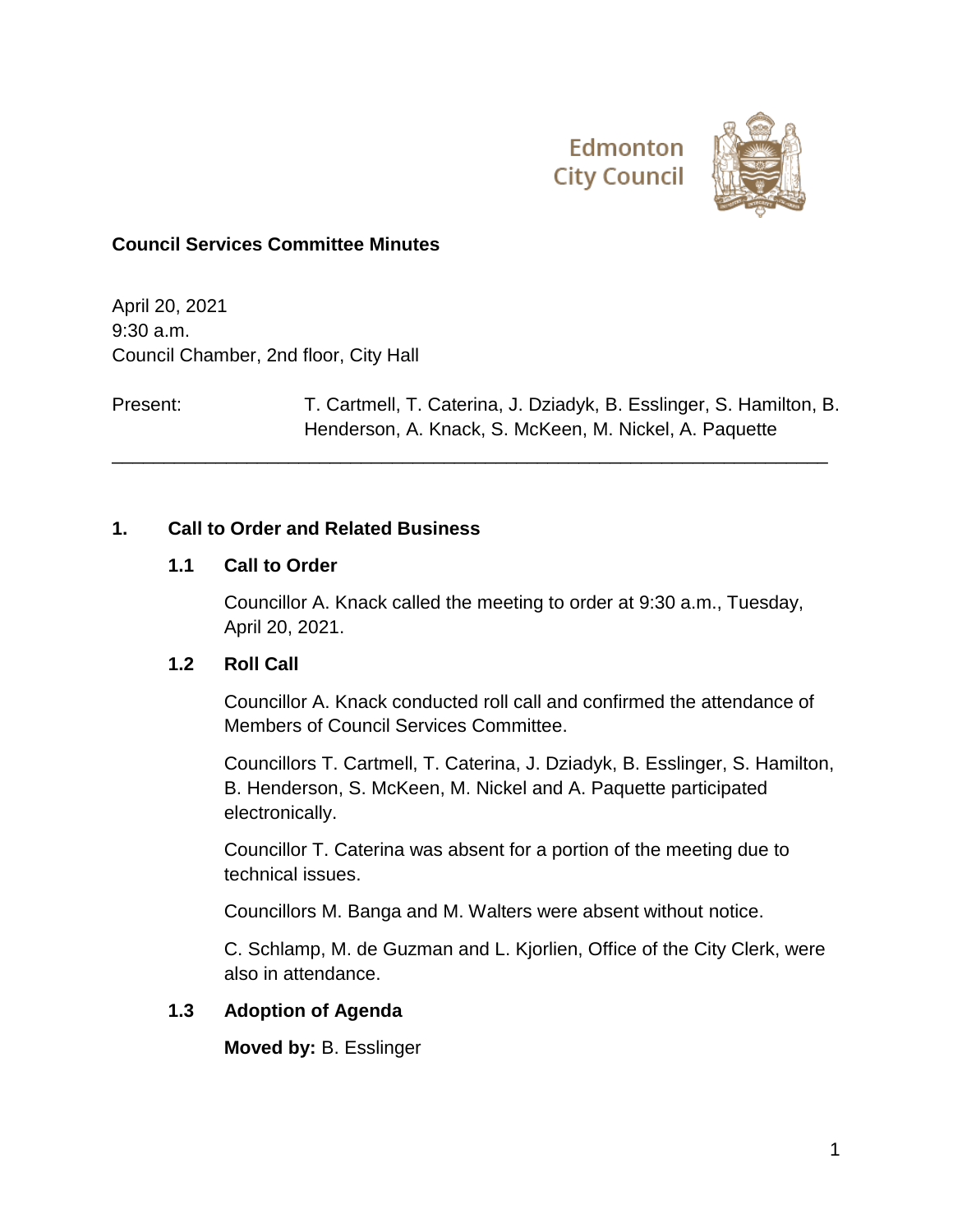Edmonton City Council

# Council Services Committee Minutes

April 20, 2021
9:30 a.m.
Council Chamber, 2nd floor, City Hall

Present: T. Cartmell, T. Caterina, J. Dziadyk, B. Esslinger, S. Hamilton, B. Henderson, A. Knack, S. McKeen, M. Nickel, A. Paquette

---

## 1. Call to Order and Related Business

### 1.1 Call to Order

Councillor A. Knack called the meeting to order at 9:30 a.m., Tuesday, April 20, 2021.

### 1.2 Roll Call

Councillor A. Knack conducted roll call and confirmed the attendance of Members of Council Services Committee.

Councillors T. Cartmell, T. Caterina, J. Dziadyk, B. Esslinger, S. Hamilton, B. Henderson, S. McKeen, M. Nickel and A. Paquette participated electronically.

Councillor T. Caterina was absent for a portion of the meeting due to technical issues.

Councillors M. Banga and M. Walters were absent without notice.

C. Schlamp, M. de Guzman and L. Kjorlien, Office of the City Clerk, were also in attendance.

### 1.3 Adoption of Agenda

**Moved by:** B. Esslinger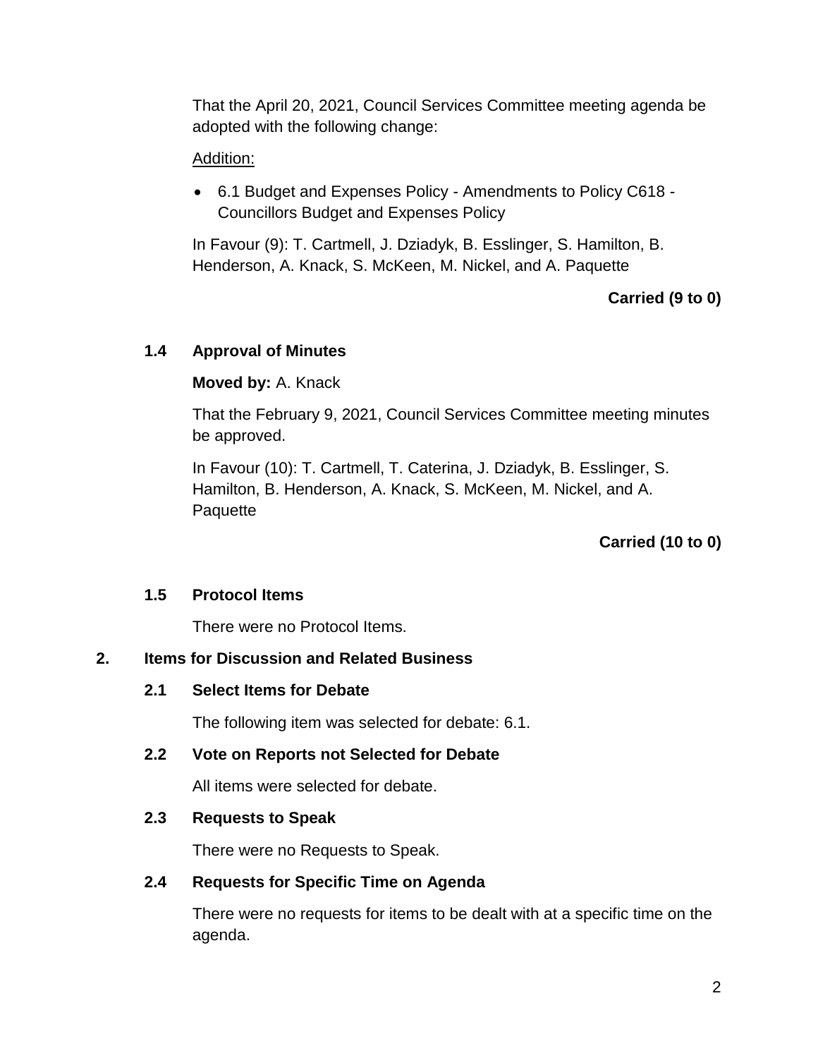That the April 20, 2021, Council Services Committee meeting agenda be adopted with the following change:

Addition:

- 6.1 Budget and Expenses Policy - Amendments to Policy C618 - Councillors Budget and Expenses Policy

In Favour (9): T. Cartmell, J. Dziadyk, B. Esslinger, S. Hamilton, B. Henderson, A. Knack, S. McKeen, M. Nickel, and A. Paquette

**Carried (9 to 0)**

### 1.4 Approval of Minutes

**Moved by:** A. Knack

That the February 9, 2021, Council Services Committee meeting minutes be approved.

In Favour (10): T. Cartmell, T. Caterina, J. Dziadyk, B. Esslinger, S. Hamilton, B. Henderson, A. Knack, S. McKeen, M. Nickel, and A. Paquette

**Carried (10 to 0)**

### 1.5 Protocol Items

There were no Protocol Items.

## 2. Items for Discussion and Related Business

### 2.1 Select Items for Debate

The following item was selected for debate: 6.1.

### 2.2 Vote on Reports not Selected for Debate

All items were selected for debate.

### 2.3 Requests to Speak

There were no Requests to Speak.

### 2.4 Requests for Specific Time on Agenda

There were no requests for items to be dealt with at a specific time on the agenda.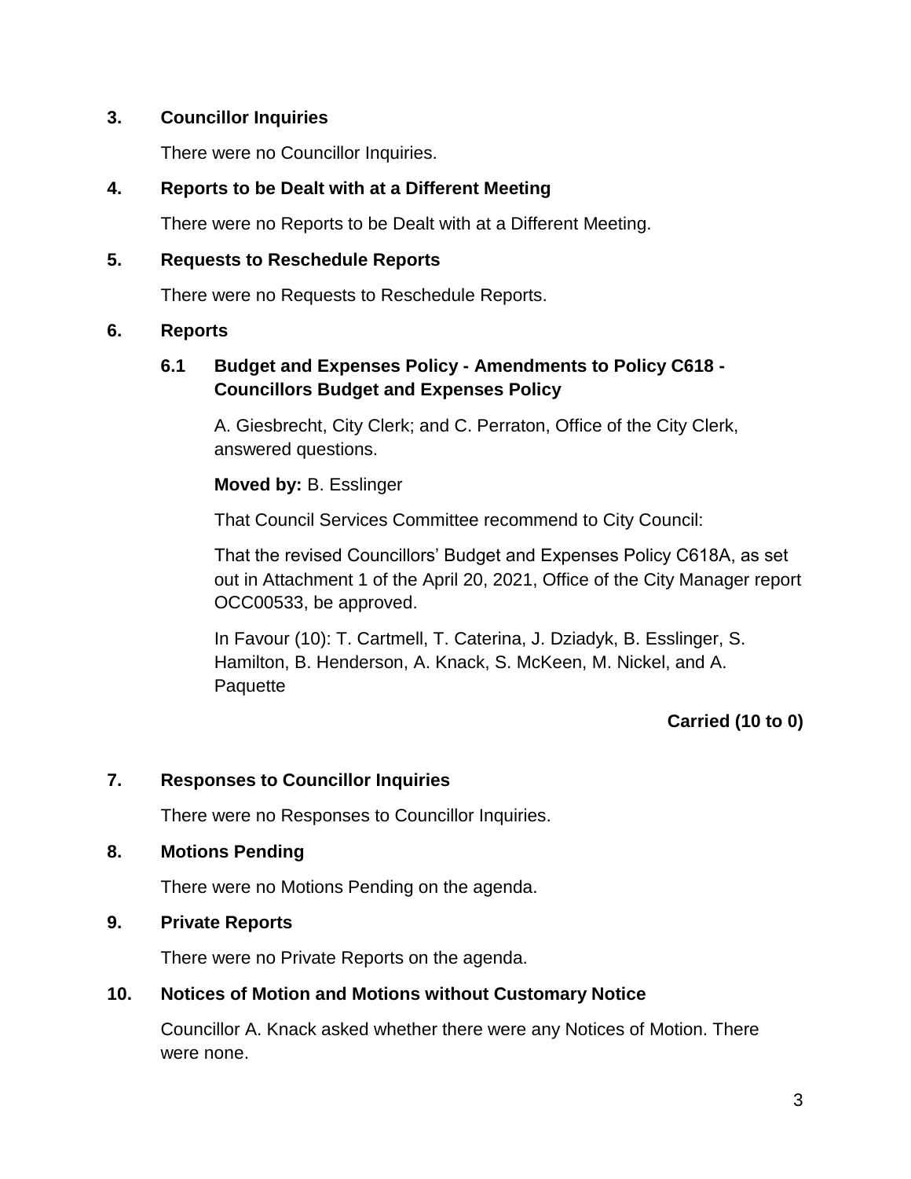## 3. Councillor Inquiries

There were no Councillor Inquiries.

## 4. Reports to be Dealt with at a Different Meeting

There were no Reports to be Dealt with at a Different Meeting.

## 5. Requests to Reschedule Reports

There were no Requests to Reschedule Reports.

## 6. Reports

### 6.1 Budget and Expenses Policy - Amendments to Policy C618 - Councillors Budget and Expenses Policy

A. Giesbrecht, City Clerk; and C. Perraton, Office of the City Clerk, answered questions.

**Moved by:** B. Esslinger

That Council Services Committee recommend to City Council:

That the revised Councillors' Budget and Expenses Policy C618A, as set out in Attachment 1 of the April 20, 2021, Office of the City Manager report OCC00533, be approved.

In Favour (10): T. Cartmell, T. Caterina, J. Dziadyk, B. Esslinger, S. Hamilton, B. Henderson, A. Knack, S. McKeen, M. Nickel, and A. Paquette

**Carried (10 to 0)**

## 7. Responses to Councillor Inquiries

There were no Responses to Councillor Inquiries.

## 8. Motions Pending

There were no Motions Pending on the agenda.

## 9. Private Reports

There were no Private Reports on the agenda.

## 10. Notices of Motion and Motions without Customary Notice

Councillor A. Knack asked whether there were any Notices of Motion. There were none.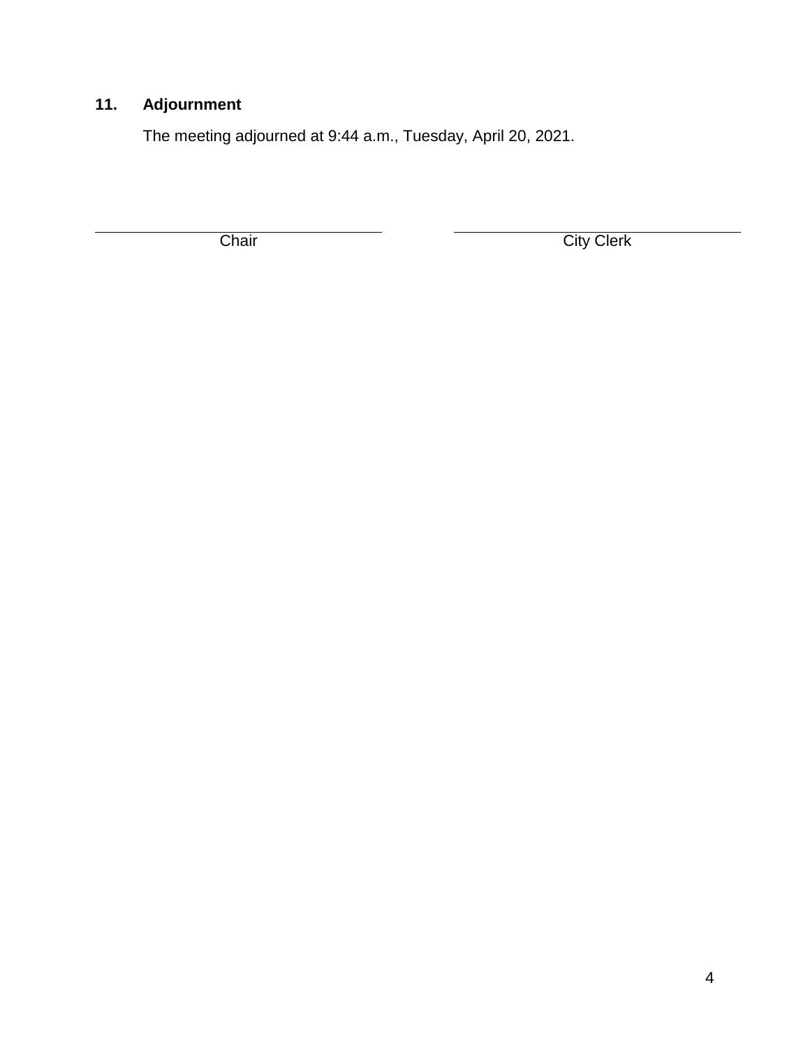## 11. Adjournment

The meeting adjourned at 9:44 a.m., Tuesday, April 20, 2021.

| | |
|---|---|
| \_\_\_\_\_\_\_\_\_\_\_\_\_\_\_\_\_\_\_\_\_\_\_\_\_\_\_\_\_\_ | \_\_\_\_\_\_\_\_\_\_\_\_\_\_\_\_\_\_\_\_\_\_\_\_\_\_\_\_\_\_ |
| Chair | City Clerk |